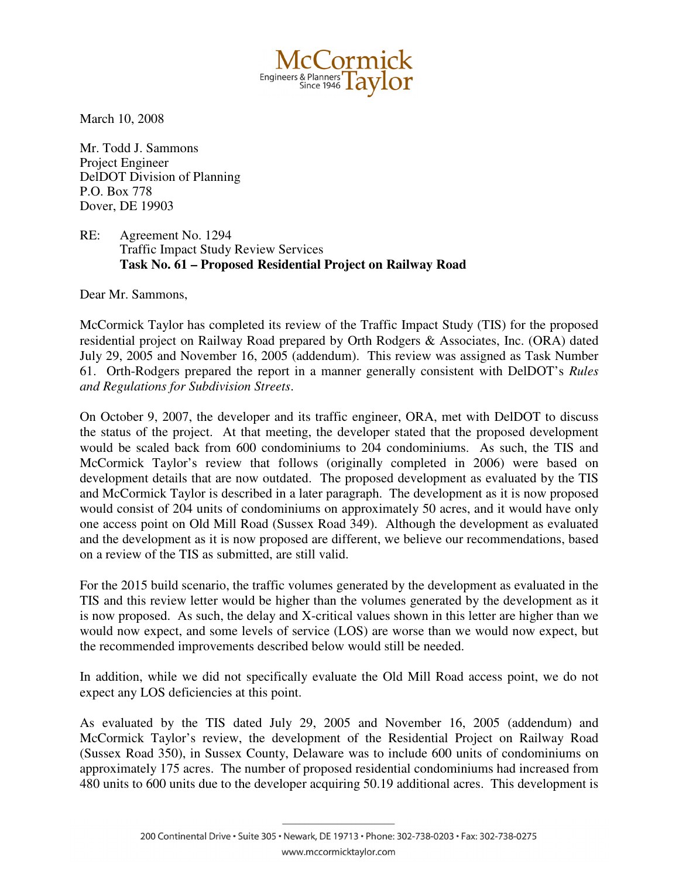March 10, 2008

Mr. Todd J. Sammons
Project Engineer
DelDOT Division of Planning
P.O. Box 778
Dover, DE 19903

RE: Agreement No. 1294
Traffic Impact Study Review Services
**Task No. 61 – Proposed Residential Project on Railway Road**

Dear Mr. Sammons,

McCormick Taylor has completed its review of the Traffic Impact Study (TIS) for the proposed residential project on Railway Road prepared by Orth Rodgers & Associates, Inc. (ORA) dated July 29, 2005 and November 16, 2005 (addendum). This review was assigned as Task Number 61. Orth-Rodgers prepared the report in a manner generally consistent with DelDOT's *Rules and Regulations for Subdivision Streets*.

On October 9, 2007, the developer and its traffic engineer, ORA, met with DelDOT to discuss the status of the project. At that meeting, the developer stated that the proposed development would be scaled back from 600 condominiums to 204 condominiums. As such, the TIS and McCormick Taylor's review that follows (originally completed in 2006) were based on development details that are now outdated. The proposed development as evaluated by the TIS and McCormick Taylor is described in a later paragraph. The development as it is now proposed would consist of 204 units of condominiums on approximately 50 acres, and it would have only one access point on Old Mill Road (Sussex Road 349). Although the development as evaluated and the development as it is now proposed are different, we believe our recommendations, based on a review of the TIS as submitted, are still valid.

For the 2015 build scenario, the traffic volumes generated by the development as evaluated in the TIS and this review letter would be higher than the volumes generated by the development as it is now proposed. As such, the delay and X-critical values shown in this letter are higher than we would now expect, and some levels of service (LOS) are worse than we would now expect, but the recommended improvements described below would still be needed.

In addition, while we did not specifically evaluate the Old Mill Road access point, we do not expect any LOS deficiencies at this point.

As evaluated by the TIS dated July 29, 2005 and November 16, 2005 (addendum) and McCormick Taylor's review, the development of the Residential Project on Railway Road (Sussex Road 350), in Sussex County, Delaware was to include 600 units of condominiums on approximately 175 acres. The number of proposed residential condominiums had increased from 480 units to 600 units due to the developer acquiring 50.19 additional acres. This development is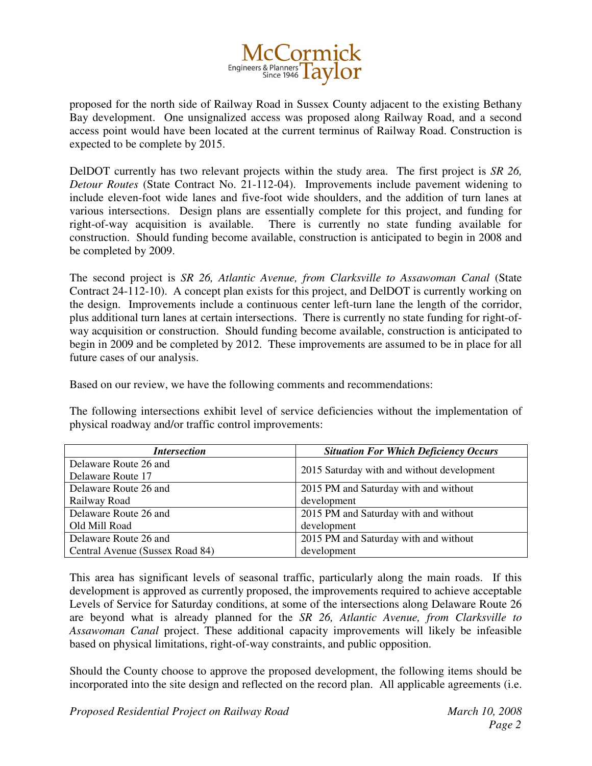proposed for the north side of Railway Road in Sussex County adjacent to the existing Bethany Bay development. One unsignalized access was proposed along Railway Road, and a second access point would have been located at the current terminus of Railway Road. Construction is expected to be complete by 2015.

DelDOT currently has two relevant projects within the study area. The first project is *SR 26, Detour Routes* (State Contract No. 21-112-04). Improvements include pavement widening to include eleven-foot wide lanes and five-foot wide shoulders, and the addition of turn lanes at various intersections. Design plans are essentially complete for this project, and funding for right-of-way acquisition is available. There is currently no state funding available for construction. Should funding become available, construction is anticipated to begin in 2008 and be completed by 2009.

The second project is *SR 26, Atlantic Avenue, from Clarksville to Assawoman Canal* (State Contract 24-112-10). A concept plan exists for this project, and DelDOT is currently working on the design. Improvements include a continuous center left-turn lane the length of the corridor, plus additional turn lanes at certain intersections. There is currently no state funding for right-of-way acquisition or construction. Should funding become available, construction is anticipated to begin in 2009 and be completed by 2012. These improvements are assumed to be in place for all future cases of our analysis.

Based on our review, we have the following comments and recommendations:

The following intersections exhibit level of service deficiencies without the implementation of physical roadway and/or traffic control improvements:

| ***Intersection*** | ***Situation For Which Deficiency Occurs*** |
|---|---|
| Delaware Route 26 and Delaware Route 17 | 2015 Saturday with and without development |
| Delaware Route 26 and Railway Road | 2015 PM and Saturday with and without development |
| Delaware Route 26 and Old Mill Road | 2015 PM and Saturday with and without development |
| Delaware Route 26 and Central Avenue (Sussex Road 84) | 2015 PM and Saturday with and without development |

This area has significant levels of seasonal traffic, particularly along the main roads. If this development is approved as currently proposed, the improvements required to achieve acceptable Levels of Service for Saturday conditions, at some of the intersections along Delaware Route 26 are beyond what is already planned for the *SR 26, Atlantic Avenue, from Clarksville to Assawoman Canal* project. These additional capacity improvements will likely be infeasible based on physical limitations, right-of-way constraints, and public opposition.

Should the County choose to approve the proposed development, the following items should be incorporated into the site design and reflected on the record plan. All applicable agreements (i.e.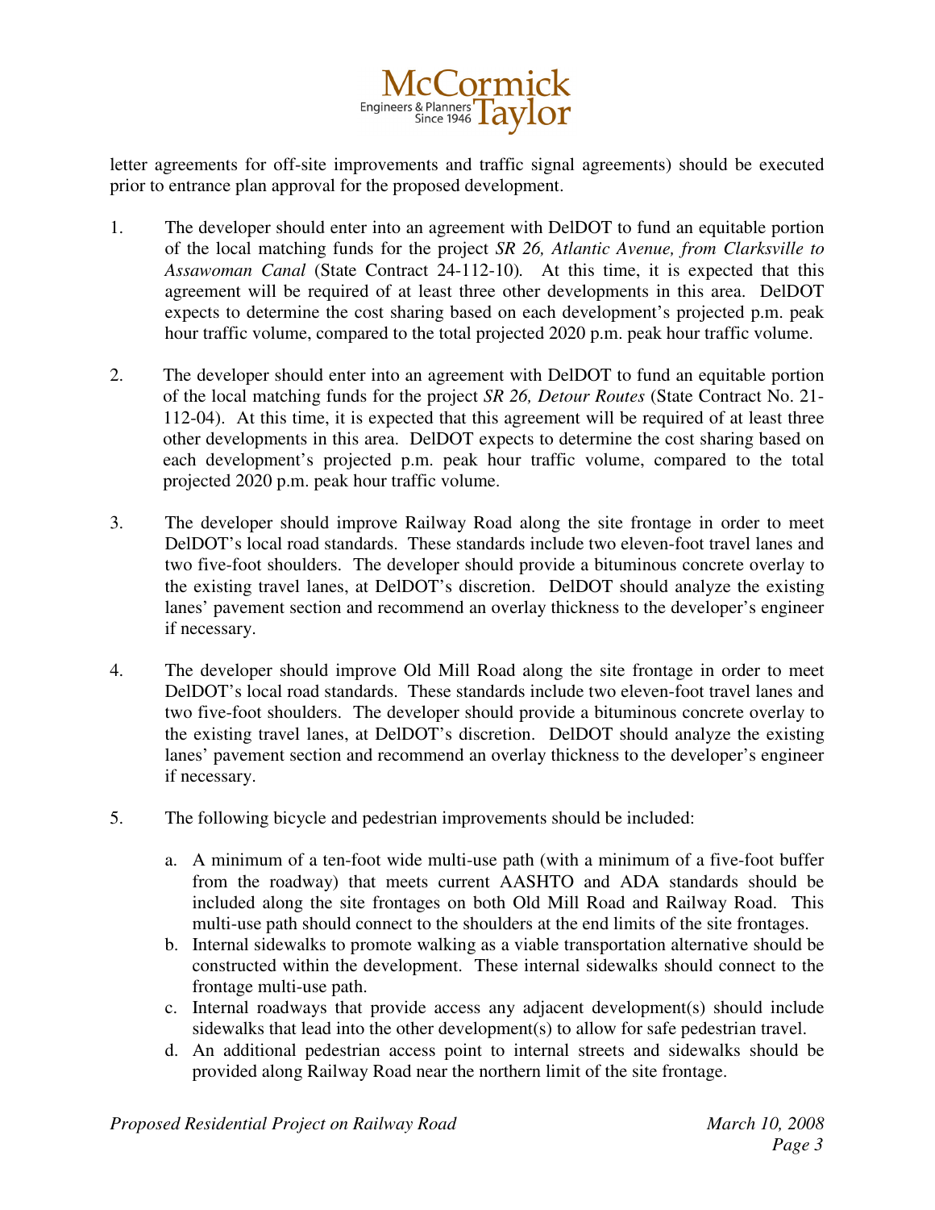letter agreements for off-site improvements and traffic signal agreements) should be executed prior to entrance plan approval for the proposed development.

1. The developer should enter into an agreement with DelDOT to fund an equitable portion of the local matching funds for the project *SR 26, Atlantic Avenue, from Clarksville to Assawoman Canal* (State Contract 24-112-10). At this time, it is expected that this agreement will be required of at least three other developments in this area. DelDOT expects to determine the cost sharing based on each development's projected p.m. peak hour traffic volume, compared to the total projected 2020 p.m. peak hour traffic volume.

2. The developer should enter into an agreement with DelDOT to fund an equitable portion of the local matching funds for the project *SR 26, Detour Routes* (State Contract No. 21-112-04). At this time, it is expected that this agreement will be required of at least three other developments in this area. DelDOT expects to determine the cost sharing based on each development's projected p.m. peak hour traffic volume, compared to the total projected 2020 p.m. peak hour traffic volume.

3. The developer should improve Railway Road along the site frontage in order to meet DelDOT's local road standards. These standards include two eleven-foot travel lanes and two five-foot shoulders. The developer should provide a bituminous concrete overlay to the existing travel lanes, at DelDOT's discretion. DelDOT should analyze the existing lanes' pavement section and recommend an overlay thickness to the developer's engineer if necessary.

4. The developer should improve Old Mill Road along the site frontage in order to meet DelDOT's local road standards. These standards include two eleven-foot travel lanes and two five-foot shoulders. The developer should provide a bituminous concrete overlay to the existing travel lanes, at DelDOT's discretion. DelDOT should analyze the existing lanes' pavement section and recommend an overlay thickness to the developer's engineer if necessary.

5. The following bicycle and pedestrian improvements should be included:

   a. A minimum of a ten-foot wide multi-use path (with a minimum of a five-foot buffer from the roadway) that meets current AASHTO and ADA standards should be included along the site frontages on both Old Mill Road and Railway Road. This multi-use path should connect to the shoulders at the end limits of the site frontages.
   b. Internal sidewalks to promote walking as a viable transportation alternative should be constructed within the development. These internal sidewalks should connect to the frontage multi-use path.
   c. Internal roadways that provide access any adjacent development(s) should include sidewalks that lead into the other development(s) to allow for safe pedestrian travel.
   d. An additional pedestrian access point to internal streets and sidewalks should be provided along Railway Road near the northern limit of the site frontage.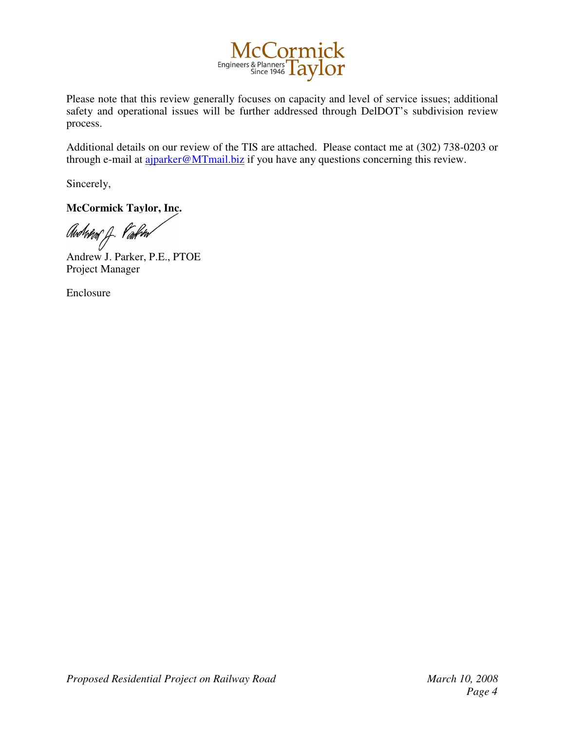Please note that this review generally focuses on capacity and level of service issues; additional safety and operational issues will be further addressed through DelDOT's subdivision review process.

Additional details on our review of the TIS are attached. Please contact me at (302) 738-0203 or through e-mail at ajparker@MTmail.biz if you have any questions concerning this review.

Sincerely,

**McCormick Taylor, Inc.**

Andrew J. Parker, P.E., PTOE
Project Manager

Enclosure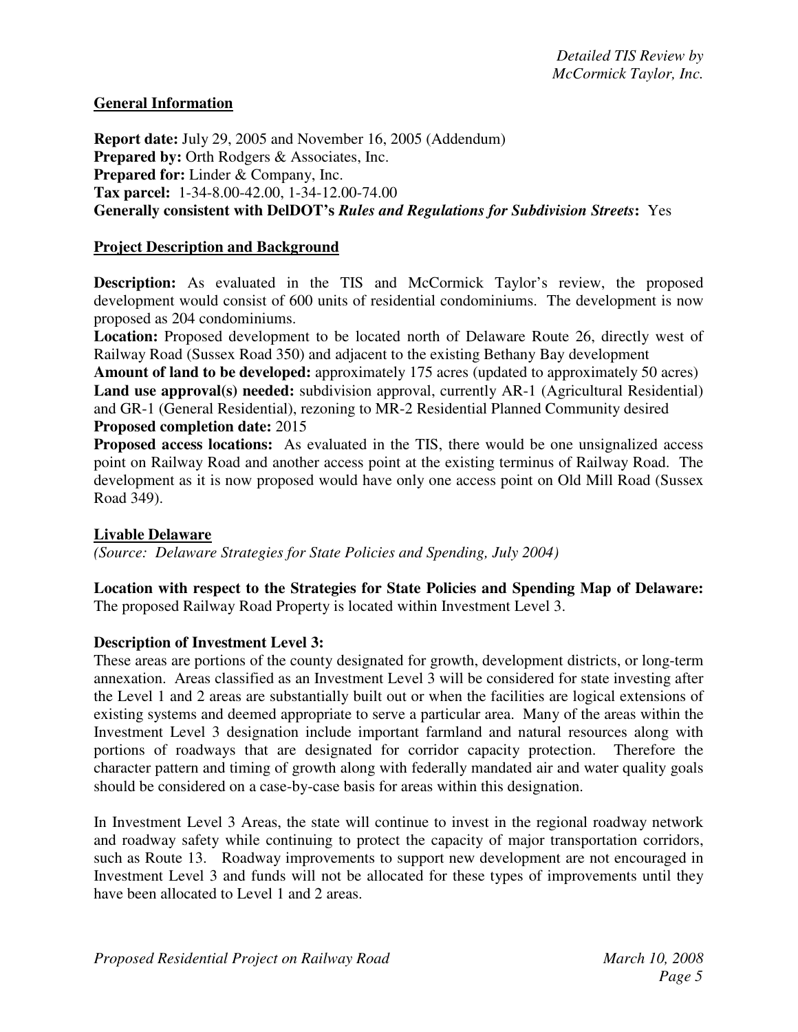## General Information

**Report date:** July 29, 2005 and November 16, 2005 (Addendum)
**Prepared by:** Orth Rodgers & Associates, Inc.
**Prepared for:** Linder & Company, Inc.
**Tax parcel:** 1-34-8.00-42.00, 1-34-12.00-74.00
**Generally consistent with DelDOT's *Rules and Regulations for Subdivision Streets*:** Yes

## Project Description and Background

**Description:** As evaluated in the TIS and McCormick Taylor's review, the proposed development would consist of 600 units of residential condominiums. The development is now proposed as 204 condominiums.
**Location:** Proposed development to be located north of Delaware Route 26, directly west of Railway Road (Sussex Road 350) and adjacent to the existing Bethany Bay development
**Amount of land to be developed:** approximately 175 acres (updated to approximately 50 acres)
**Land use approval(s) needed:** subdivision approval, currently AR-1 (Agricultural Residential) and GR-1 (General Residential), rezoning to MR-2 Residential Planned Community desired
**Proposed completion date:** 2015
**Proposed access locations:** As evaluated in the TIS, there would be one unsignalized access point on Railway Road and another access point at the existing terminus of Railway Road. The development as it is now proposed would have only one access point on Old Mill Road (Sussex Road 349).

## Livable Delaware

*(Source: Delaware Strategies for State Policies and Spending, July 2004)*

**Location with respect to the Strategies for State Policies and Spending Map of Delaware:** The proposed Railway Road Property is located within Investment Level 3.

**Description of Investment Level 3:**
These areas are portions of the county designated for growth, development districts, or long-term annexation. Areas classified as an Investment Level 3 will be considered for state investing after the Level 1 and 2 areas are substantially built out or when the facilities are logical extensions of existing systems and deemed appropriate to serve a particular area. Many of the areas within the Investment Level 3 designation include important farmland and natural resources along with portions of roadways that are designated for corridor capacity protection. Therefore the character pattern and timing of growth along with federally mandated air and water quality goals should be considered on a case-by-case basis for areas within this designation.

In Investment Level 3 Areas, the state will continue to invest in the regional roadway network and roadway safety while continuing to protect the capacity of major transportation corridors, such as Route 13. Roadway improvements to support new development are not encouraged in Investment Level 3 and funds will not be allocated for these types of improvements until they have been allocated to Level 1 and 2 areas.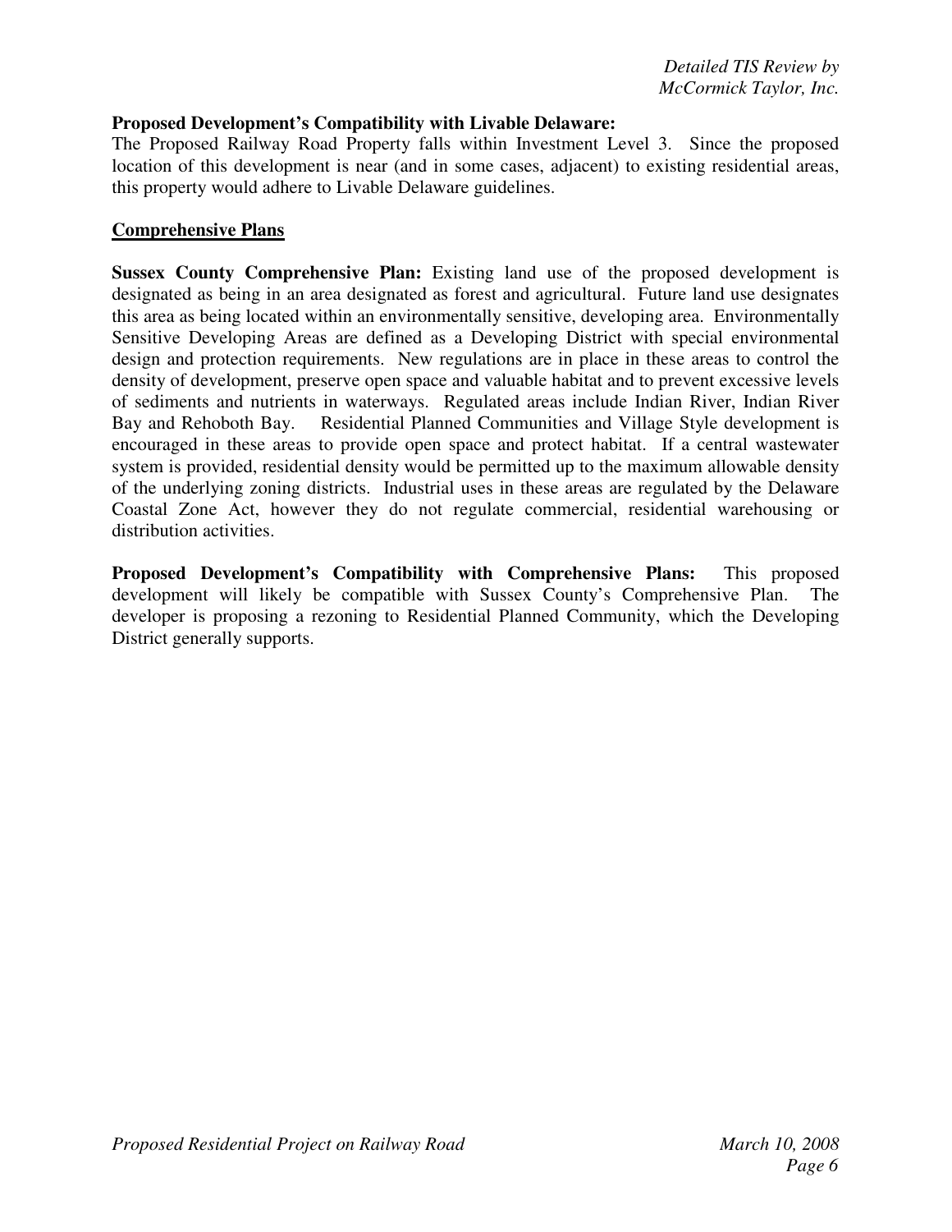**Proposed Development's Compatibility with Livable Delaware:**
The Proposed Railway Road Property falls within Investment Level 3. Since the proposed location of this development is near (and in some cases, adjacent) to existing residential areas, this property would adhere to Livable Delaware guidelines.

## Comprehensive Plans

**Sussex County Comprehensive Plan:** Existing land use of the proposed development is designated as being in an area designated as forest and agricultural. Future land use designates this area as being located within an environmentally sensitive, developing area. Environmentally Sensitive Developing Areas are defined as a Developing District with special environmental design and protection requirements. New regulations are in place in these areas to control the density of development, preserve open space and valuable habitat and to prevent excessive levels of sediments and nutrients in waterways. Regulated areas include Indian River, Indian River Bay and Rehoboth Bay. Residential Planned Communities and Village Style development is encouraged in these areas to provide open space and protect habitat. If a central wastewater system is provided, residential density would be permitted up to the maximum allowable density of the underlying zoning districts. Industrial uses in these areas are regulated by the Delaware Coastal Zone Act, however they do not regulate commercial, residential warehousing or distribution activities.

**Proposed Development's Compatibility with Comprehensive Plans:** This proposed development will likely be compatible with Sussex County's Comprehensive Plan. The developer is proposing a rezoning to Residential Planned Community, which the Developing District generally supports.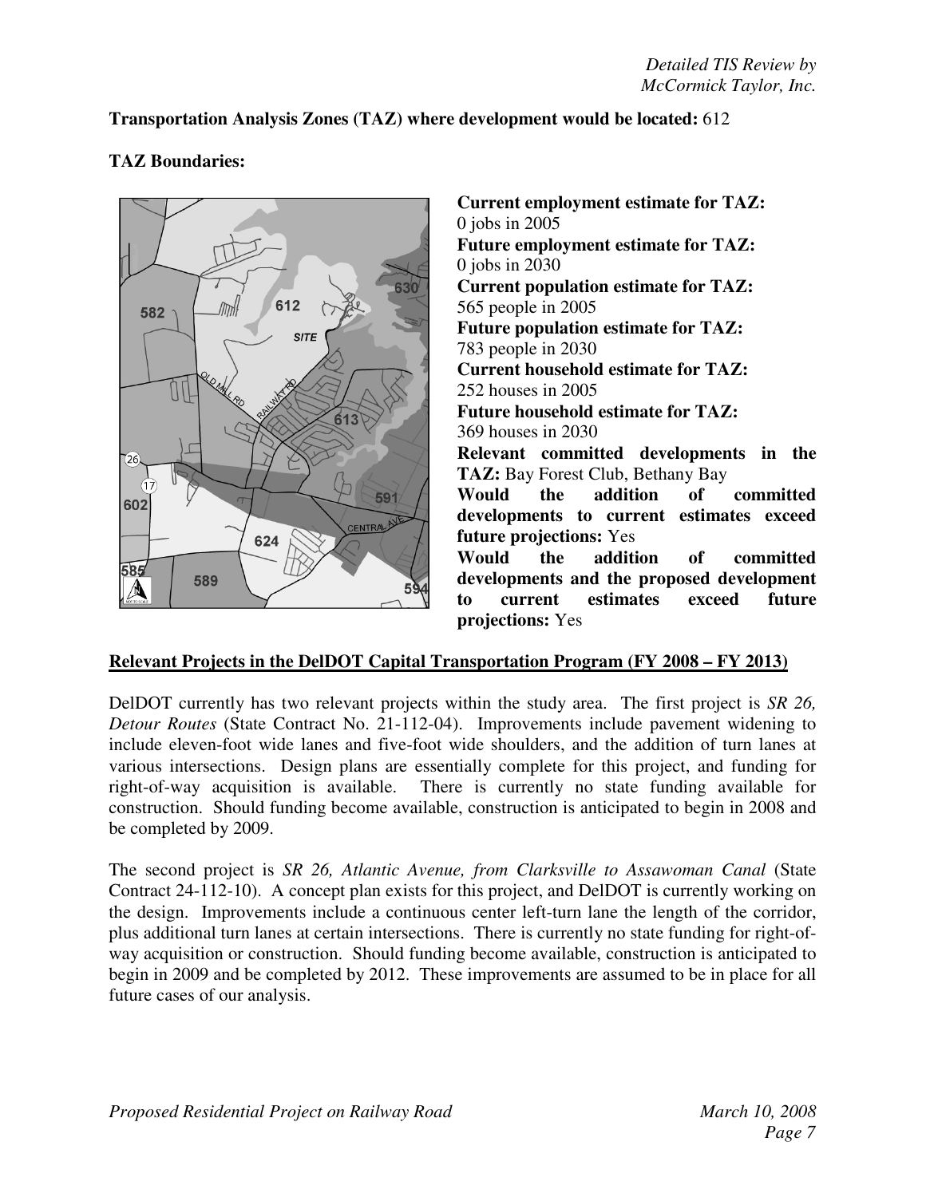**Transportation Analysis Zones (TAZ) where development would be located:** 612

**TAZ Boundaries:**

**Current employment estimate for TAZ:**
0 jobs in 2005
**Future employment estimate for TAZ:**
0 jobs in 2030
**Current population estimate for TAZ:**
565 people in 2005
**Future population estimate for TAZ:**
783 people in 2030
**Current household estimate for TAZ:**
252 houses in 2005
**Future household estimate for TAZ:**
369 houses in 2030
**Relevant committed developments in the TAZ:** Bay Forest Club, Bethany Bay
**Would the addition of committed developments to current estimates exceed future projections:** Yes
**Would the addition of committed developments and the proposed development to current estimates exceed future projections:** Yes

## Relevant Projects in the DelDOT Capital Transportation Program (FY 2008 – FY 2013)

DelDOT currently has two relevant projects within the study area. The first project is *SR 26, Detour Routes* (State Contract No. 21-112-04). Improvements include pavement widening to include eleven-foot wide lanes and five-foot wide shoulders, and the addition of turn lanes at various intersections. Design plans are essentially complete for this project, and funding for right-of-way acquisition is available. There is currently no state funding available for construction. Should funding become available, construction is anticipated to begin in 2008 and be completed by 2009.

The second project is *SR 26, Atlantic Avenue, from Clarksville to Assawoman Canal* (State Contract 24-112-10). A concept plan exists for this project, and DelDOT is currently working on the design. Improvements include a continuous center left-turn lane the length of the corridor, plus additional turn lanes at certain intersections. There is currently no state funding for right-of-way acquisition or construction. Should funding become available, construction is anticipated to begin in 2009 and be completed by 2012. These improvements are assumed to be in place for all future cases of our analysis.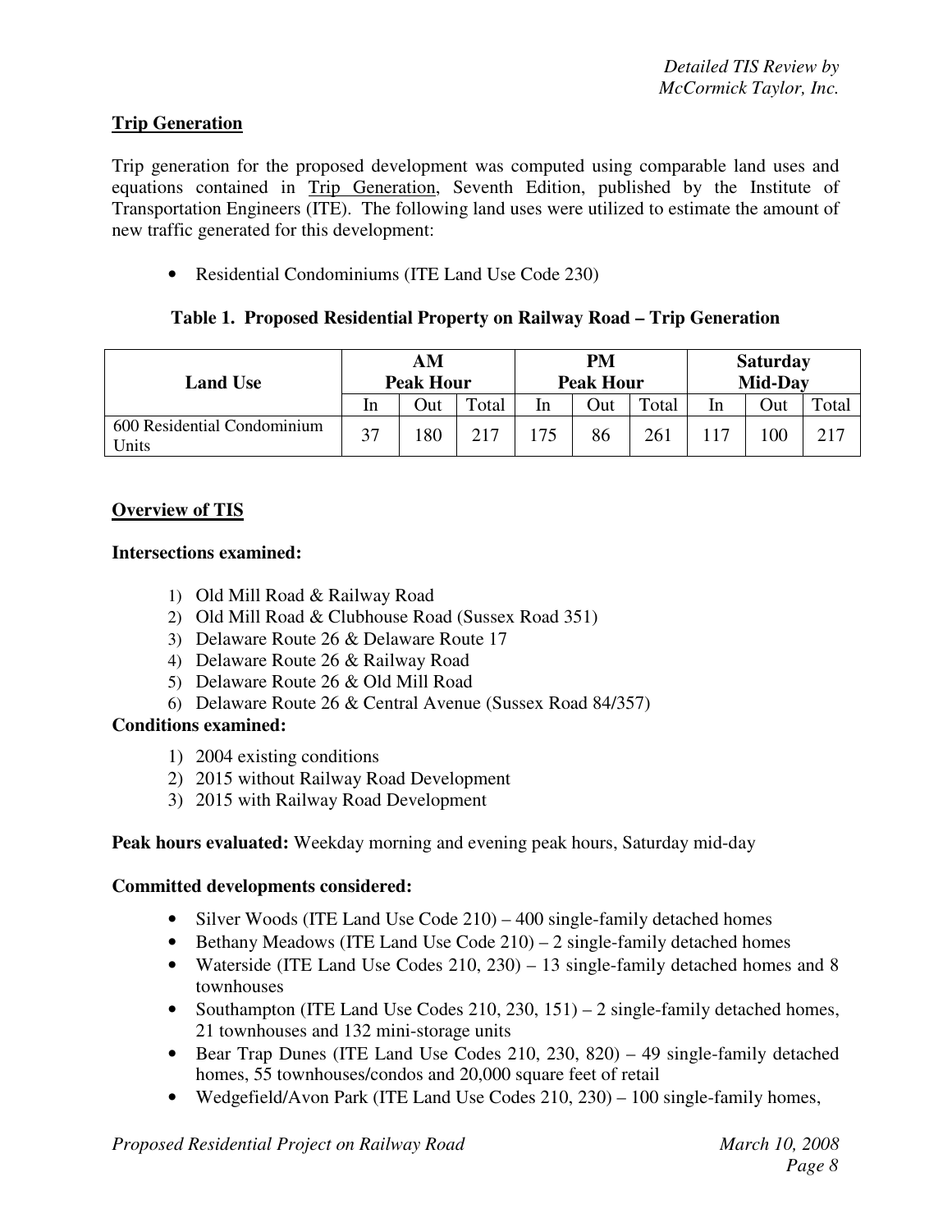## Trip Generation

Trip generation for the proposed development was computed using comparable land uses and equations contained in Trip Generation, Seventh Edition, published by the Institute of Transportation Engineers (ITE). The following land uses were utilized to estimate the amount of new traffic generated for this development:

- Residential Condominiums (ITE Land Use Code 230)

**Table 1. Proposed Residential Property on Railway Road – Trip Generation**

| Land Use | AM Peak Hour | | | PM Peak Hour | | | Saturday Mid-Day | | |
|---|---|---|---|---|---|---|---|---|---|
| | In | Out | Total | In | Out | Total | In | Out | Total |
| 600 Residential Condominium Units | 37 | 180 | 217 | 175 | 86 | 261 | 117 | 100 | 217 |

## Overview of TIS

**Intersections examined:**

1) Old Mill Road & Railway Road
2) Old Mill Road & Clubhouse Road (Sussex Road 351)
3) Delaware Route 26 & Delaware Route 17
4) Delaware Route 26 & Railway Road
5) Delaware Route 26 & Old Mill Road
6) Delaware Route 26 & Central Avenue (Sussex Road 84/357)

**Conditions examined:**

1) 2004 existing conditions
2) 2015 without Railway Road Development
3) 2015 with Railway Road Development

**Peak hours evaluated:** Weekday morning and evening peak hours, Saturday mid-day

**Committed developments considered:**

- Silver Woods (ITE Land Use Code 210) – 400 single-family detached homes
- Bethany Meadows (ITE Land Use Code 210) – 2 single-family detached homes
- Waterside (ITE Land Use Codes 210, 230) – 13 single-family detached homes and 8 townhouses
- Southampton (ITE Land Use Codes 210, 230, 151) – 2 single-family detached homes, 21 townhouses and 132 mini-storage units
- Bear Trap Dunes (ITE Land Use Codes 210, 230, 820) – 49 single-family detached homes, 55 townhouses/condos and 20,000 square feet of retail
- Wedgefield/Avon Park (ITE Land Use Codes 210, 230) – 100 single-family homes,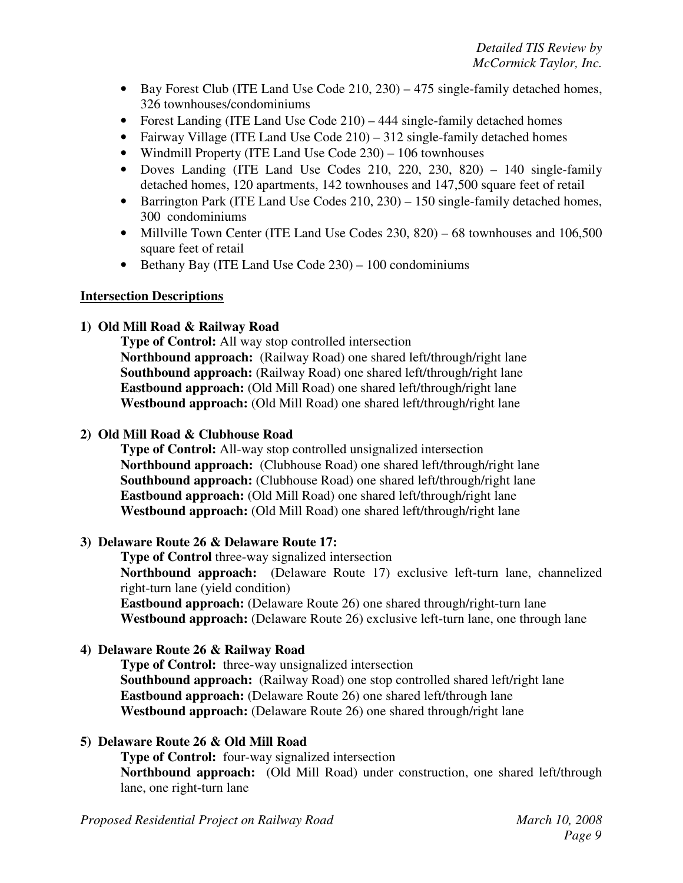- Bay Forest Club (ITE Land Use Code 210, 230) – 475 single-family detached homes, 326 townhouses/condominiums
- Forest Landing (ITE Land Use Code 210) – 444 single-family detached homes
- Fairway Village (ITE Land Use Code 210) – 312 single-family detached homes
- Windmill Property (ITE Land Use Code 230) – 106 townhouses
- Doves Landing (ITE Land Use Codes 210, 220, 230, 820) – 140 single-family detached homes, 120 apartments, 142 townhouses and 147,500 square feet of retail
- Barrington Park (ITE Land Use Codes 210, 230) – 150 single-family detached homes, 300 condominiums
- Millville Town Center (ITE Land Use Codes 230, 820) – 68 townhouses and 106,500 square feet of retail
- Bethany Bay (ITE Land Use Code 230) – 100 condominiums

## Intersection Descriptions

**1) Old Mill Road & Railway Road**

**Type of Control:** All way stop controlled intersection
**Northbound approach:** (Railway Road) one shared left/through/right lane
**Southbound approach:** (Railway Road) one shared left/through/right lane
**Eastbound approach:** (Old Mill Road) one shared left/through/right lane
**Westbound approach:** (Old Mill Road) one shared left/through/right lane

**2) Old Mill Road & Clubhouse Road**

**Type of Control:** All-way stop controlled unsignalized intersection
**Northbound approach:** (Clubhouse Road) one shared left/through/right lane
**Southbound approach:** (Clubhouse Road) one shared left/through/right lane
**Eastbound approach:** (Old Mill Road) one shared left/through/right lane
**Westbound approach:** (Old Mill Road) one shared left/through/right lane

**3) Delaware Route 26 & Delaware Route 17:**

**Type of Control** three-way signalized intersection
**Northbound approach:** (Delaware Route 17) exclusive left-turn lane, channelized right-turn lane (yield condition)
**Eastbound approach:** (Delaware Route 26) one shared through/right-turn lane
**Westbound approach:** (Delaware Route 26) exclusive left-turn lane, one through lane

**4) Delaware Route 26 & Railway Road**

**Type of Control:** three-way unsignalized intersection
**Southbound approach:** (Railway Road) one stop controlled shared left/right lane
**Eastbound approach:** (Delaware Route 26) one shared left/through lane
**Westbound approach:** (Delaware Route 26) one shared through/right lane

**5) Delaware Route 26 & Old Mill Road**

**Type of Control:** four-way signalized intersection
**Northbound approach:** (Old Mill Road) under construction, one shared left/through lane, one right-turn lane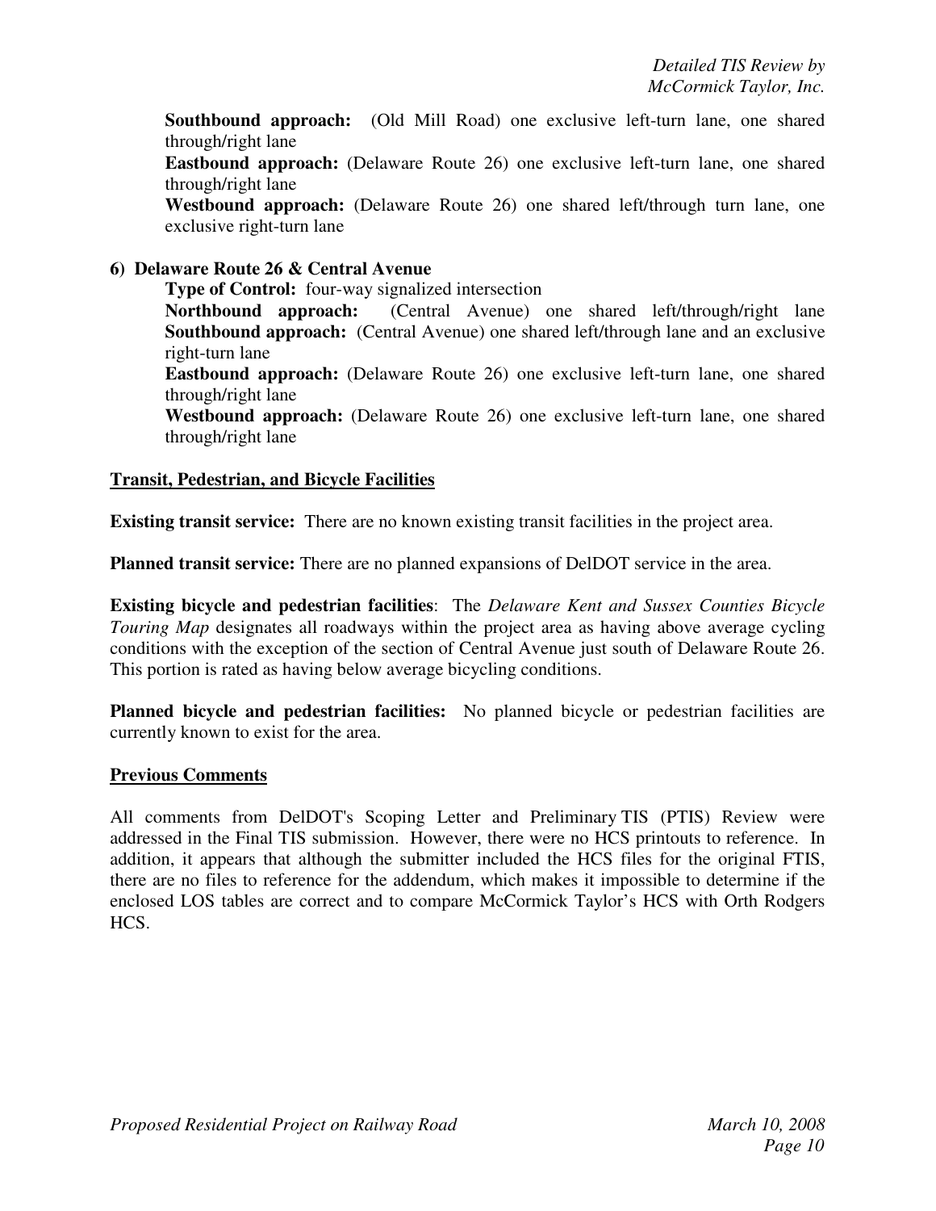**Southbound approach:** (Old Mill Road) one exclusive left-turn lane, one shared through/right lane

**Eastbound approach:** (Delaware Route 26) one exclusive left-turn lane, one shared through/right lane

**Westbound approach:** (Delaware Route 26) one shared left/through turn lane, one exclusive right-turn lane

**6) Delaware Route 26 & Central Avenue**

**Type of Control:** four-way signalized intersection

**Northbound approach:** (Central Avenue) one shared left/through/right lane

**Southbound approach:** (Central Avenue) one shared left/through lane and an exclusive right-turn lane

**Eastbound approach:** (Delaware Route 26) one exclusive left-turn lane, one shared through/right lane

**Westbound approach:** (Delaware Route 26) one exclusive left-turn lane, one shared through/right lane

## Transit, Pedestrian, and Bicycle Facilities

**Existing transit service:** There are no known existing transit facilities in the project area.

**Planned transit service:** There are no planned expansions of DelDOT service in the area.

**Existing bicycle and pedestrian facilities**: The *Delaware Kent and Sussex Counties Bicycle Touring Map* designates all roadways within the project area as having above average cycling conditions with the exception of the section of Central Avenue just south of Delaware Route 26. This portion is rated as having below average bicycling conditions.

**Planned bicycle and pedestrian facilities:** No planned bicycle or pedestrian facilities are currently known to exist for the area.

## Previous Comments

All comments from DelDOT's Scoping Letter and Preliminary TIS (PTIS) Review were addressed in the Final TIS submission. However, there were no HCS printouts to reference. In addition, it appears that although the submitter included the HCS files for the original FTIS, there are no files to reference for the addendum, which makes it impossible to determine if the enclosed LOS tables are correct and to compare McCormick Taylor's HCS with Orth Rodgers HCS.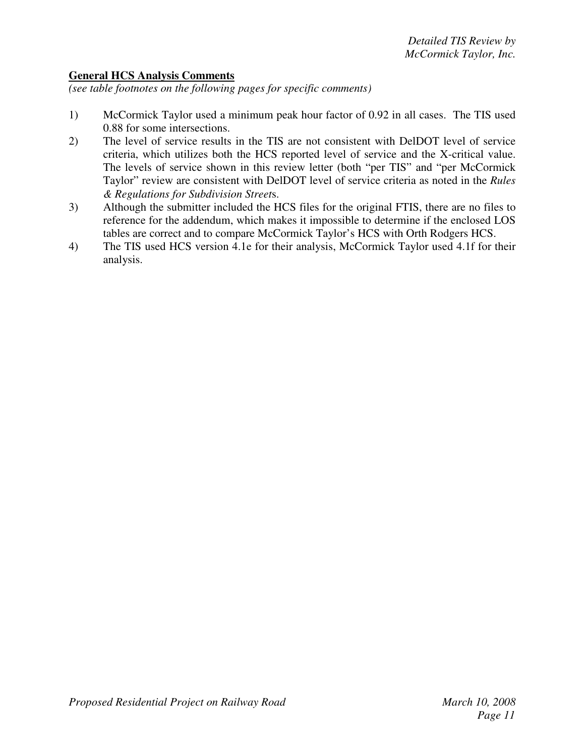**General HCS Analysis Comments**

*(see table footnotes on the following pages for specific comments)*

1) McCormick Taylor used a minimum peak hour factor of 0.92 in all cases. The TIS used 0.88 for some intersections.
2) The level of service results in the TIS are not consistent with DelDOT level of service criteria, which utilizes both the HCS reported level of service and the X-critical value. The levels of service shown in this review letter (both "per TIS" and "per McCormick Taylor" review are consistent with DelDOT level of service criteria as noted in the *Rules & Regulations for Subdivision Street*s.
3) Although the submitter included the HCS files for the original FTIS, there are no files to reference for the addendum, which makes it impossible to determine if the enclosed LOS tables are correct and to compare McCormick Taylor's HCS with Orth Rodgers HCS.
4) The TIS used HCS version 4.1e for their analysis, McCormick Taylor used 4.1f for their analysis.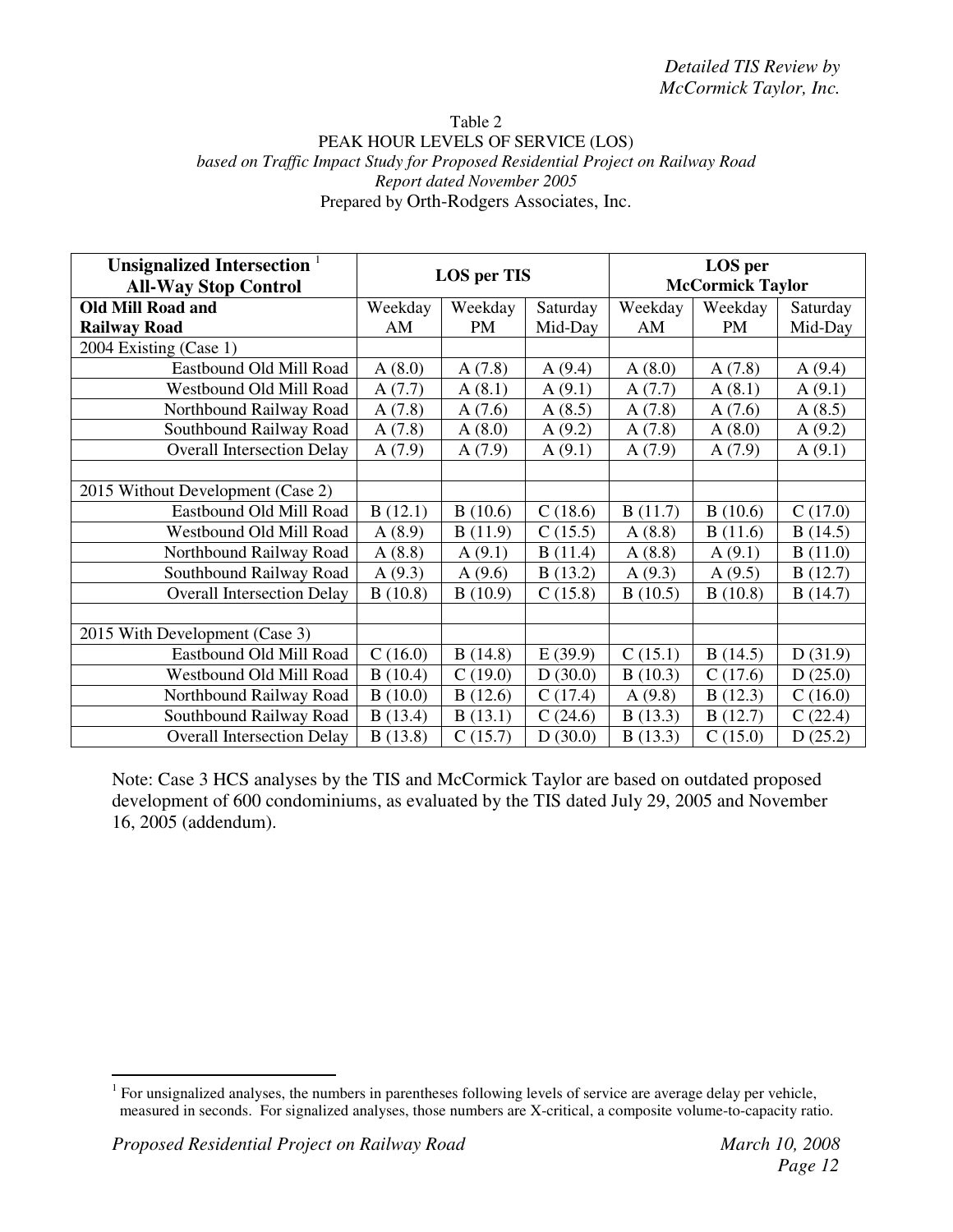Table 2
PEAK HOUR LEVELS OF SERVICE (LOS)
*based on Traffic Impact Study for Proposed Residential Project on Railway Road*
*Report dated November 2005*
Prepared by Orth-Rodgers Associates, Inc.

| **Unsignalized Intersection [1] All-Way Stop Control** | **LOS per TIS** | | | **LOS per McCormick Taylor** | | |
|---|---|---|---|---|---|---|
| **Old Mill Road and Railway Road** | Weekday AM | Weekday PM | Saturday Mid-Day | Weekday AM | Weekday PM | Saturday Mid-Day |
| 2004 Existing (Case 1) | | | | | | |
| Eastbound Old Mill Road | A (8.0) | A (7.8) | A (9.4) | A (8.0) | A (7.8) | A (9.4) |
| Westbound Old Mill Road | A (7.7) | A (8.1) | A (9.1) | A (7.7) | A (8.1) | A (9.1) |
| Northbound Railway Road | A (7.8) | A (7.6) | A (8.5) | A (7.8) | A (7.6) | A (8.5) |
| Southbound Railway Road | A (7.8) | A (8.0) | A (9.2) | A (7.8) | A (8.0) | A (9.2) |
| Overall Intersection Delay | A (7.9) | A (7.9) | A (9.1) | A (7.9) | A (7.9) | A (9.1) |
| | | | | | | |
| 2015 Without Development (Case 2) | | | | | | |
| Eastbound Old Mill Road | B (12.1) | B (10.6) | C (18.6) | B (11.7) | B (10.6) | C (17.0) |
| Westbound Old Mill Road | A (8.9) | B (11.9) | C (15.5) | A (8.8) | B (11.6) | B (14.5) |
| Northbound Railway Road | A (8.8) | A (9.1) | B (11.4) | A (8.8) | A (9.1) | B (11.0) |
| Southbound Railway Road | A (9.3) | A (9.6) | B (13.2) | A (9.3) | A (9.5) | B (12.7) |
| Overall Intersection Delay | B (10.8) | B (10.9) | C (15.8) | B (10.5) | B (10.8) | B (14.7) |
| | | | | | | |
| 2015 With Development (Case 3) | | | | | | |
| Eastbound Old Mill Road | C (16.0) | B (14.8) | E (39.9) | C (15.1) | B (14.5) | D (31.9) |
| Westbound Old Mill Road | B (10.4) | C (19.0) | D (30.0) | B (10.3) | C (17.6) | D (25.0) |
| Northbound Railway Road | B (10.0) | B (12.6) | C (17.4) | A (9.8) | B (12.3) | C (16.0) |
| Southbound Railway Road | B (13.4) | B (13.1) | C (24.6) | B (13.3) | B (12.7) | C (22.4) |
| Overall Intersection Delay | B (13.8) | C (15.7) | D (30.0) | B (13.3) | C (15.0) | D (25.2) |

Note: Case 3 HCS analyses by the TIS and McCormick Taylor are based on outdated proposed development of 600 condominiums, as evaluated by the TIS dated July 29, 2005 and November 16, 2005 (addendum).

[1] For unsignalized analyses, the numbers in parentheses following levels of service are average delay per vehicle, measured in seconds. For signalized analyses, those numbers are X-critical, a composite volume-to-capacity ratio.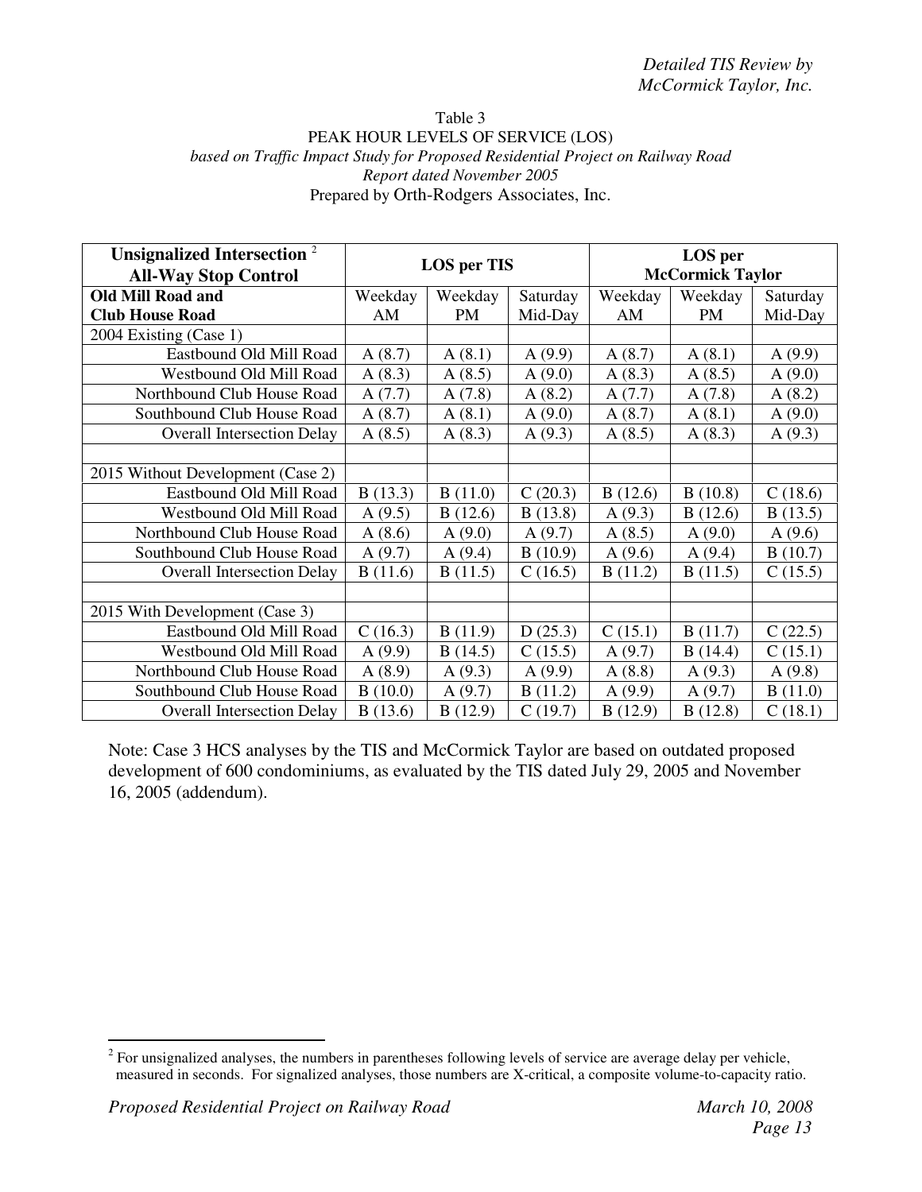Table 3
PEAK HOUR LEVELS OF SERVICE (LOS)
*based on Traffic Impact Study for Proposed Residential Project on Railway Road*
*Report dated November 2005*
Prepared by Orth-Rodgers Associates, Inc.

| **Unsignalized Intersection** [2] **All-Way Stop Control** | **LOS per TIS** | | | **LOS per McCormick Taylor** | | |
|---|---|---|---|---|---|---|
| **Old Mill Road and Club House Road** | Weekday AM | Weekday PM | Saturday Mid-Day | Weekday AM | Weekday PM | Saturday Mid-Day |
| 2004 Existing (Case 1) | | | | | | |
| Eastbound Old Mill Road | A (8.7) | A (8.1) | A (9.9) | A (8.7) | A (8.1) | A (9.9) |
| Westbound Old Mill Road | A (8.3) | A (8.5) | A (9.0) | A (8.3) | A (8.5) | A (9.0) |
| Northbound Club House Road | A (7.7) | A (7.8) | A (8.2) | A (7.7) | A (7.8) | A (8.2) |
| Southbound Club House Road | A (8.7) | A (8.1) | A (9.0) | A (8.7) | A (8.1) | A (9.0) |
| Overall Intersection Delay | A (8.5) | A (8.3) | A (9.3) | A (8.5) | A (8.3) | A (9.3) |
| | | | | | | |
| 2015 Without Development (Case 2) | | | | | | |
| Eastbound Old Mill Road | B (13.3) | B (11.0) | C (20.3) | B (12.6) | B (10.8) | C (18.6) |
| Westbound Old Mill Road | A (9.5) | B (12.6) | B (13.8) | A (9.3) | B (12.6) | B (13.5) |
| Northbound Club House Road | A (8.6) | A (9.0) | A (9.7) | A (8.5) | A (9.0) | A (9.6) |
| Southbound Club House Road | A (9.7) | A (9.4) | B (10.9) | A (9.6) | A (9.4) | B (10.7) |
| Overall Intersection Delay | B (11.6) | B (11.5) | C (16.5) | B (11.2) | B (11.5) | C (15.5) |
| | | | | | | |
| 2015 With Development (Case 3) | | | | | | |
| Eastbound Old Mill Road | C (16.3) | B (11.9) | D (25.3) | C (15.1) | B (11.7) | C (22.5) |
| Westbound Old Mill Road | A (9.9) | B (14.5) | C (15.5) | A (9.7) | B (14.4) | C (15.1) |
| Northbound Club House Road | A (8.9) | A (9.3) | A (9.9) | A (8.8) | A (9.3) | A (9.8) |
| Southbound Club House Road | B (10.0) | A (9.7) | B (11.2) | A (9.9) | A (9.7) | B (11.0) |
| Overall Intersection Delay | B (13.6) | B (12.9) | C (19.7) | B (12.9) | B (12.8) | C (18.1) |

Note: Case 3 HCS analyses by the TIS and McCormick Taylor are based on outdated proposed development of 600 condominiums, as evaluated by the TIS dated July 29, 2005 and November 16, 2005 (addendum).

[2] For unsignalized analyses, the numbers in parentheses following levels of service are average delay per vehicle, measured in seconds. For signalized analyses, those numbers are X-critical, a composite volume-to-capacity ratio.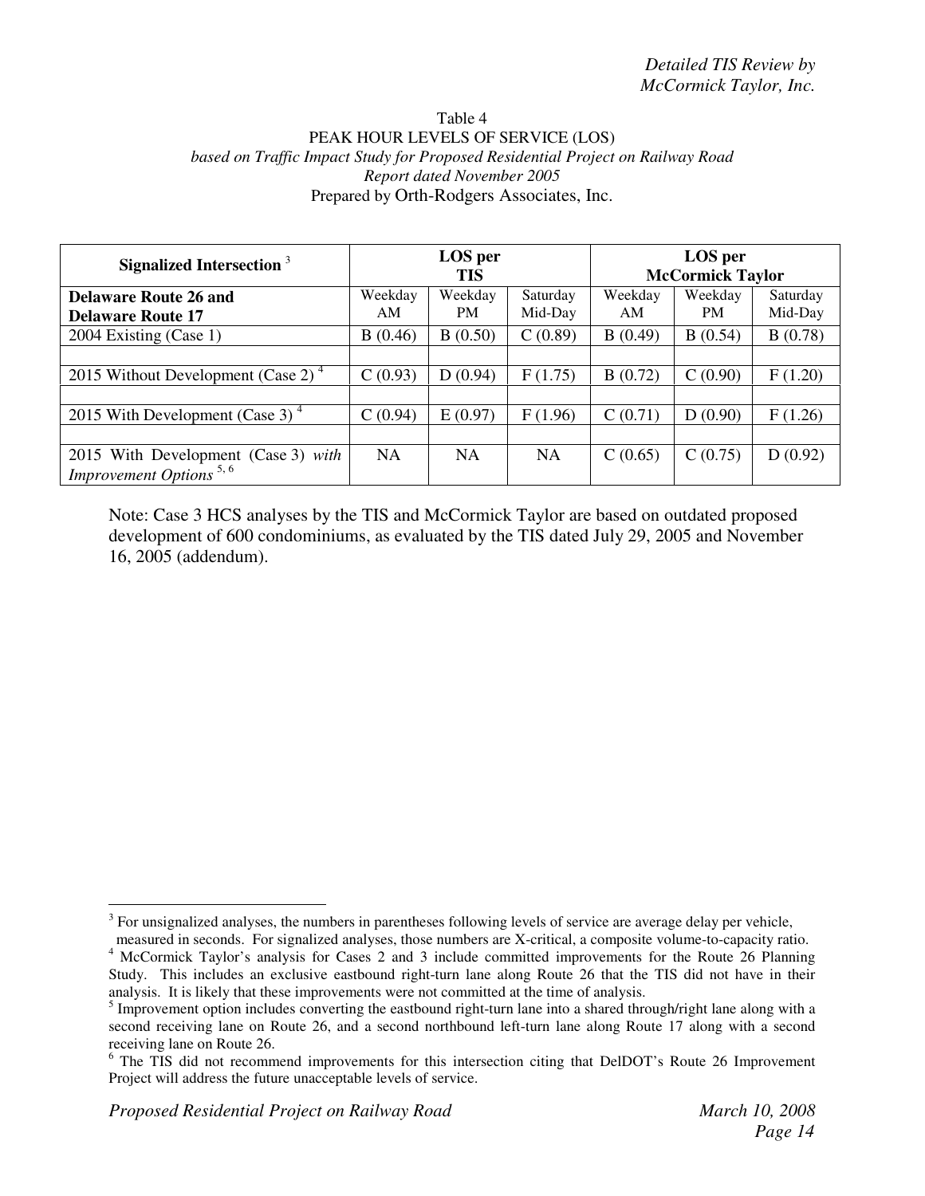Table 4
PEAK HOUR LEVELS OF SERVICE (LOS)
*based on Traffic Impact Study for Proposed Residential Project on Railway Road*
*Report dated November 2005*
Prepared by Orth-Rodgers Associates, Inc.

| Signalized Intersection [3] | LOS per TIS | | | LOS per McCormick Taylor | | |
|---|---|---|---|---|---|---|
| **Delaware Route 26 and Delaware Route 17** | Weekday AM | Weekday PM | Saturday Mid-Day | Weekday AM | Weekday PM | Saturday Mid-Day |
| 2004 Existing (Case 1) | B (0.46) | B (0.50) | C (0.89) | B (0.49) | B (0.54) | B (0.78) |
| | | | | | | |
| 2015 Without Development (Case 2) [4] | C (0.93) | D (0.94) | F (1.75) | B (0.72) | C (0.90) | F (1.20) |
| | | | | | | |
| 2015 With Development (Case 3) [4] | C (0.94) | E (0.97) | F (1.96) | C (0.71) | D (0.90) | F (1.26) |
| | | | | | | |
| 2015 With Development (Case 3) *with Improvement Options* [5, 6] | NA | NA | NA | C (0.65) | C (0.75) | D (0.92) |

Note: Case 3 HCS analyses by the TIS and McCormick Taylor are based on outdated proposed development of 600 condominiums, as evaluated by the TIS dated July 29, 2005 and November 16, 2005 (addendum).

[3] For unsignalized analyses, the numbers in parentheses following levels of service are average delay per vehicle, measured in seconds. For signalized analyses, those numbers are X-critical, a composite volume-to-capacity ratio.

[4] McCormick Taylor's analysis for Cases 2 and 3 include committed improvements for the Route 26 Planning Study. This includes an exclusive eastbound right-turn lane along Route 26 that the TIS did not have in their analysis. It is likely that these improvements were not committed at the time of analysis.

[5] Improvement option includes converting the eastbound right-turn lane into a shared through/right lane along with a second receiving lane on Route 26, and a second northbound left-turn lane along Route 17 along with a second receiving lane on Route 26.

[6] The TIS did not recommend improvements for this intersection citing that DelDOT's Route 26 Improvement Project will address the future unacceptable levels of service.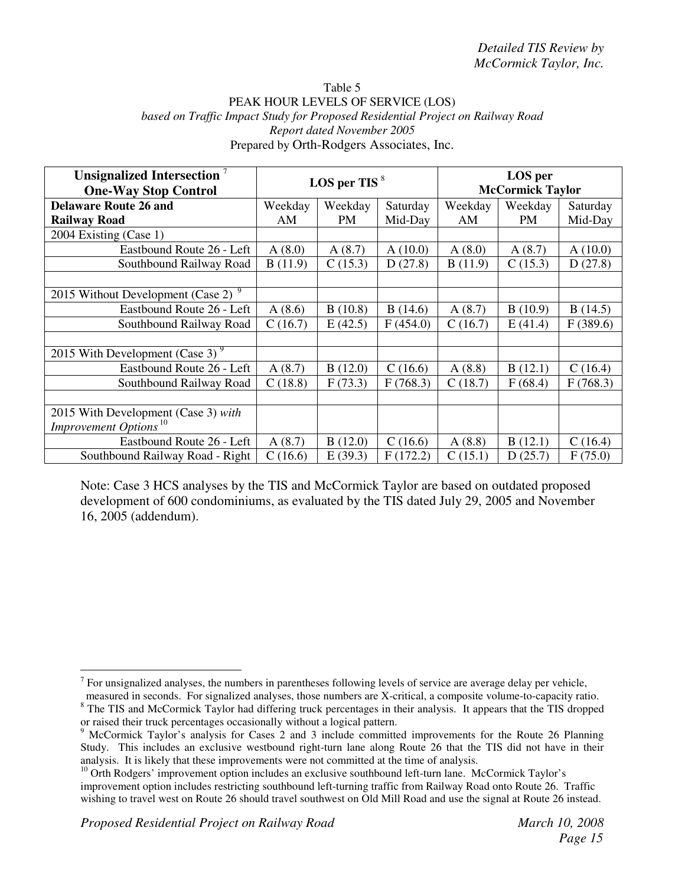Table 5
PEAK HOUR LEVELS OF SERVICE (LOS)
*based on Traffic Impact Study for Proposed Residential Project on Railway Road*
*Report dated November 2005*
Prepared by Orth-Rodgers Associates, Inc.

| **Unsignalized Intersection** [7] **One-Way Stop Control** | **LOS per TIS** [8] | | | **LOS per McCormick Taylor** | | |
|---|---|---|---|---|---|---|
| **Delaware Route 26 and Railway Road** | Weekday AM | Weekday PM | Saturday Mid-Day | Weekday AM | Weekday PM | Saturday Mid-Day |
| 2004 Existing (Case 1) | | | | | | |
| Eastbound Route 26 - Left | A (8.0) | A (8.7) | A (10.0) | A (8.0) | A (8.7) | A (10.0) |
| Southbound Railway Road | B (11.9) | C (15.3) | D (27.8) | B (11.9) | C (15.3) | D (27.8) |
| | | | | | | |
| 2015 Without Development (Case 2) [9] | | | | | | |
| Eastbound Route 26 - Left | A (8.6) | B (10.8) | B (14.6) | A (8.7) | B (10.9) | B (14.5) |
| Southbound Railway Road | C (16.7) | E (42.5) | F (454.0) | C (16.7) | E (41.4) | F (389.6) |
| | | | | | | |
| 2015 With Development (Case 3) [9] | | | | | | |
| Eastbound Route 26 - Left | A (8.7) | B (12.0) | C (16.6) | A (8.8) | B (12.1) | C (16.4) |
| Southbound Railway Road | C (18.8) | F (73.3) | F (768.3) | C (18.7) | F (68.4) | F (768.3) |
| | | | | | | |
| 2015 With Development (Case 3) *with Improvement Options* [10] | | | | | | |
| Eastbound Route 26 - Left | A (8.7) | B (12.0) | C (16.6) | A (8.8) | B (12.1) | C (16.4) |
| Southbound Railway Road - Right | C (16.6) | E (39.3) | F (172.2) | C (15.1) | D (25.7) | F (75.0) |

Note: Case 3 HCS analyses by the TIS and McCormick Taylor are based on outdated proposed development of 600 condominiums, as evaluated by the TIS dated July 29, 2005 and November 16, 2005 (addendum).

---

[7] For unsignalized analyses, the numbers in parentheses following levels of service are average delay per vehicle, measured in seconds. For signalized analyses, those numbers are X-critical, a composite volume-to-capacity ratio.

[8] The TIS and McCormick Taylor had differing truck percentages in their analysis. It appears that the TIS dropped or raised their truck percentages occasionally without a logical pattern.

[9] McCormick Taylor's analysis for Cases 2 and 3 include committed improvements for the Route 26 Planning Study. This includes an exclusive westbound right-turn lane along Route 26 that the TIS did not have in their analysis. It is likely that these improvements were not committed at the time of analysis.

[10] Orth Rodgers' improvement option includes an exclusive southbound left-turn lane. McCormick Taylor's improvement option includes restricting southbound left-turning traffic from Railway Road onto Route 26. Traffic wishing to travel west on Route 26 should travel southwest on Old Mill Road and use the signal at Route 26 instead.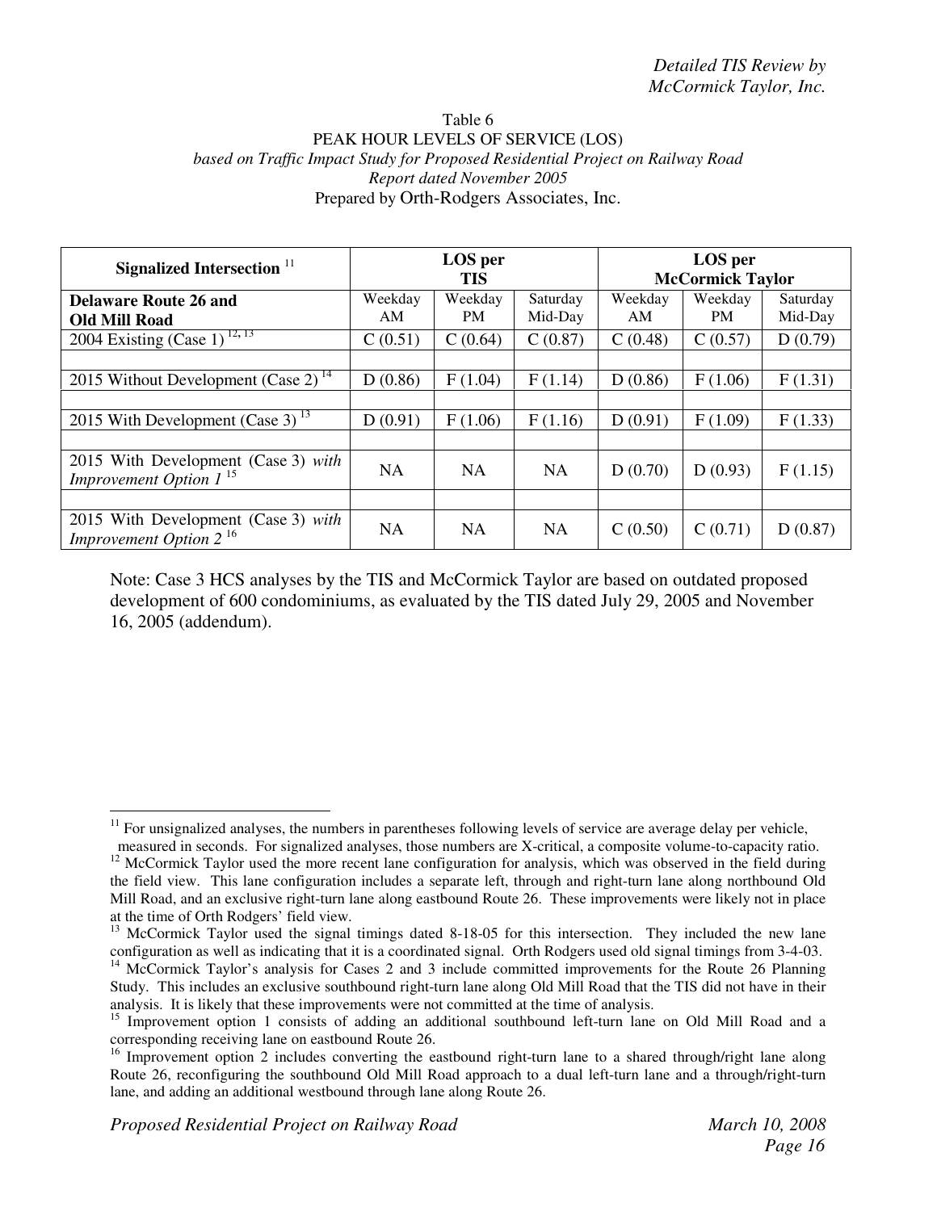Table 6
PEAK HOUR LEVELS OF SERVICE (LOS)
*based on Traffic Impact Study for Proposed Residential Project on Railway Road*
*Report dated November 2005*
Prepared by Orth-Rodgers Associates, Inc.

| **Signalized Intersection** [11] | **LOS per TIS** | | | **LOS per McCormick Taylor** | | |
|---|---|---|---|---|---|---|
| **Delaware Route 26 and Old Mill Road** | Weekday AM | Weekday PM | Saturday Mid-Day | Weekday AM | Weekday PM | Saturday Mid-Day |
| 2004 Existing (Case 1) [12, 13] | C (0.51) | C (0.64) | C (0.87) | C (0.48) | C (0.57) | D (0.79) |
| | | | | | | |
| 2015 Without Development (Case 2) [14] | D (0.86) | F (1.04) | F (1.14) | D (0.86) | F (1.06) | F (1.31) |
| | | | | | | |
| 2015 With Development (Case 3) [13] | D (0.91) | F (1.06) | F (1.16) | D (0.91) | F (1.09) | F (1.33) |
| | | | | | | |
| 2015 With Development (Case 3) *with Improvement Option 1* [15] | NA | NA | NA | D (0.70) | D (0.93) | F (1.15) |
| | | | | | | |
| 2015 With Development (Case 3) *with Improvement Option 2* [16] | NA | NA | NA | C (0.50) | C (0.71) | D (0.87) |

Note: Case 3 HCS analyses by the TIS and McCormick Taylor are based on outdated proposed development of 600 condominiums, as evaluated by the TIS dated July 29, 2005 and November 16, 2005 (addendum).

---

[11] For unsignalized analyses, the numbers in parentheses following levels of service are average delay per vehicle, measured in seconds. For signalized analyses, those numbers are X-critical, a composite volume-to-capacity ratio.

[12] McCormick Taylor used the more recent lane configuration for analysis, which was observed in the field during the field view. This lane configuration includes a separate left, through and right-turn lane along northbound Old Mill Road, and an exclusive right-turn lane along eastbound Route 26. These improvements were likely not in place at the time of Orth Rodgers' field view.

[13] McCormick Taylor used the signal timings dated 8-18-05 for this intersection. They included the new lane configuration as well as indicating that it is a coordinated signal. Orth Rodgers used old signal timings from 3-4-03.

[14] McCormick Taylor's analysis for Cases 2 and 3 include committed improvements for the Route 26 Planning Study. This includes an exclusive southbound right-turn lane along Old Mill Road that the TIS did not have in their analysis. It is likely that these improvements were not committed at the time of analysis.

[15] Improvement option 1 consists of adding an additional southbound left-turn lane on Old Mill Road and a corresponding receiving lane on eastbound Route 26.

[16] Improvement option 2 includes converting the eastbound right-turn lane to a shared through/right lane along Route 26, reconfiguring the southbound Old Mill Road approach to a dual left-turn lane and a through/right-turn lane, and adding an additional westbound through lane along Route 26.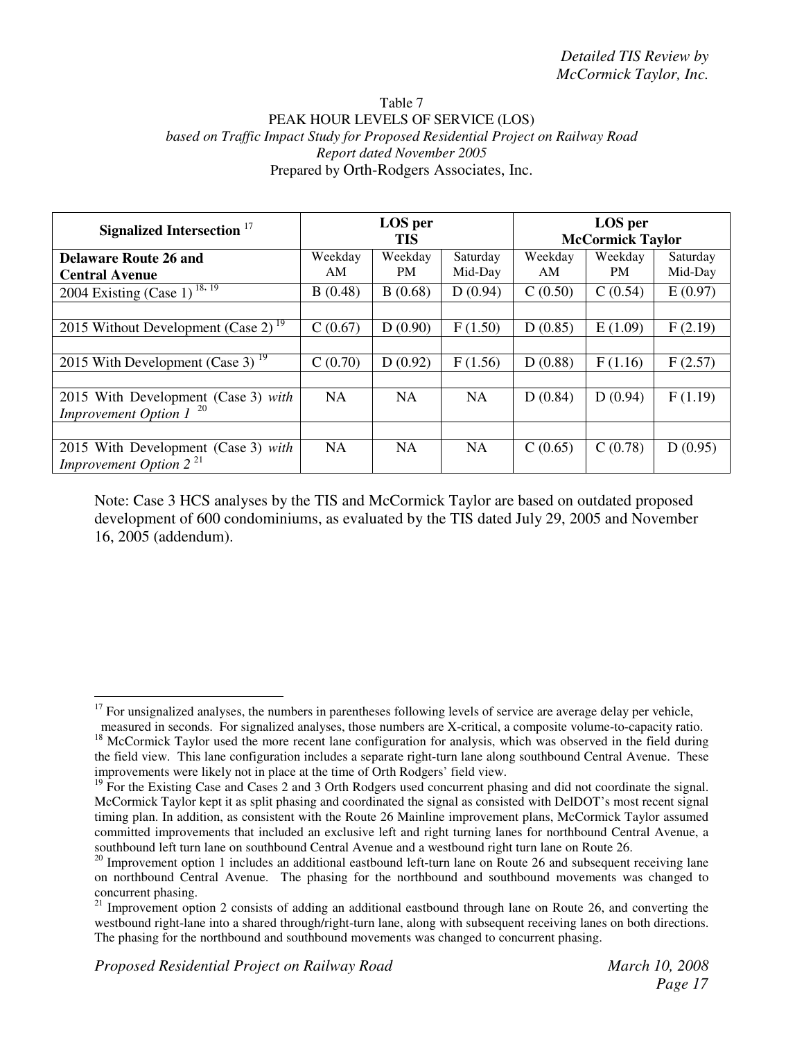Table 7
PEAK HOUR LEVELS OF SERVICE (LOS)
*based on Traffic Impact Study for Proposed Residential Project on Railway Road*
*Report dated November 2005*
Prepared by Orth-Rodgers Associates, Inc.

| **Signalized Intersection** [17] | **LOS per TIS** | | | **LOS per McCormick Taylor** | | |
|---|---|---|---|---|---|---|
| **Delaware Route 26 and Central Avenue** | Weekday AM | Weekday PM | Saturday Mid-Day | Weekday AM | Weekday PM | Saturday Mid-Day |
| 2004 Existing (Case 1) [18, 19] | B (0.48) | B (0.68) | D (0.94) | C (0.50) | C (0.54) | E (0.97) |
| | | | | | | |
| 2015 Without Development (Case 2) [19] | C (0.67) | D (0.90) | F (1.50) | D (0.85) | E (1.09) | F (2.19) |
| | | | | | | |
| 2015 With Development (Case 3) [19] | C (0.70) | D (0.92) | F (1.56) | D (0.88) | F (1.16) | F (2.57) |
| | | | | | | |
| 2015 With Development (Case 3) *with Improvement Option 1* [20] | NA | NA | NA | D (0.84) | D (0.94) | F (1.19) |
| | | | | | | |
| 2015 With Development (Case 3) *with Improvement Option 2* [21] | NA | NA | NA | C (0.65) | C (0.78) | D (0.95) |

Note: Case 3 HCS analyses by the TIS and McCormick Taylor are based on outdated proposed development of 600 condominiums, as evaluated by the TIS dated July 29, 2005 and November 16, 2005 (addendum).

[17] For unsignalized analyses, the numbers in parentheses following levels of service are average delay per vehicle, measured in seconds. For signalized analyses, those numbers are X-critical, a composite volume-to-capacity ratio.

[18] McCormick Taylor used the more recent lane configuration for analysis, which was observed in the field during the field view. This lane configuration includes a separate right-turn lane along southbound Central Avenue. These improvements were likely not in place at the time of Orth Rodgers' field view.

[19] For the Existing Case and Cases 2 and 3 Orth Rodgers used concurrent phasing and did not coordinate the signal. McCormick Taylor kept it as split phasing and coordinated the signal as consisted with DelDOT's most recent signal timing plan. In addition, as consistent with the Route 26 Mainline improvement plans, McCormick Taylor assumed committed improvements that included an exclusive left and right turning lanes for northbound Central Avenue, a southbound left turn lane on southbound Central Avenue and a westbound right turn lane on Route 26.

[20] Improvement option 1 includes an additional eastbound left-turn lane on Route 26 and subsequent receiving lane on northbound Central Avenue. The phasing for the northbound and southbound movements was changed to concurrent phasing.

[21] Improvement option 2 consists of adding an additional eastbound through lane on Route 26, and converting the westbound right-lane into a shared through/right-turn lane, along with subsequent receiving lanes on both directions. The phasing for the northbound and southbound movements was changed to concurrent phasing.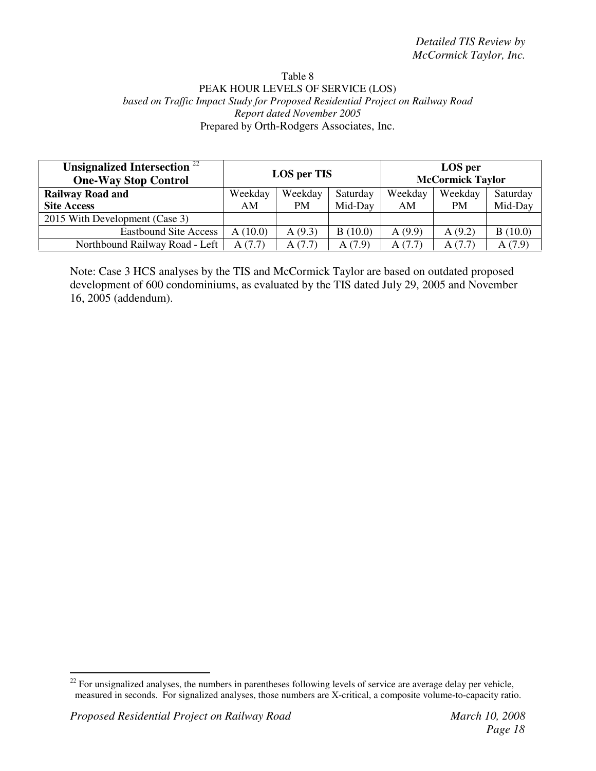Table 8
PEAK HOUR LEVELS OF SERVICE (LOS)
*based on Traffic Impact Study for Proposed Residential Project on Railway Road*
*Report dated November 2005*
Prepared by Orth-Rodgers Associates, Inc.

| **Unsignalized Intersection**[22] **One-Way Stop Control** | **LOS per TIS** | | | **LOS per McCormick Taylor** | | |
|---|---|---|---|---|---|---|
| **Railway Road and Site Access** | Weekday AM | Weekday PM | Saturday Mid-Day | Weekday AM | Weekday PM | Saturday Mid-Day |
| 2015 With Development (Case 3) | | | | | | |
| Eastbound Site Access | A (10.0) | A (9.3) | B (10.0) | A (9.9) | A (9.2) | B (10.0) |
| Northbound Railway Road - Left | A (7.7) | A (7.7) | A (7.9) | A (7.7) | A (7.7) | A (7.9) |

Note: Case 3 HCS analyses by the TIS and McCormick Taylor are based on outdated proposed development of 600 condominiums, as evaluated by the TIS dated July 29, 2005 and November 16, 2005 (addendum).

[22] For unsignalized analyses, the numbers in parentheses following levels of service are average delay per vehicle, measured in seconds. For signalized analyses, those numbers are X-critical, a composite volume-to-capacity ratio.